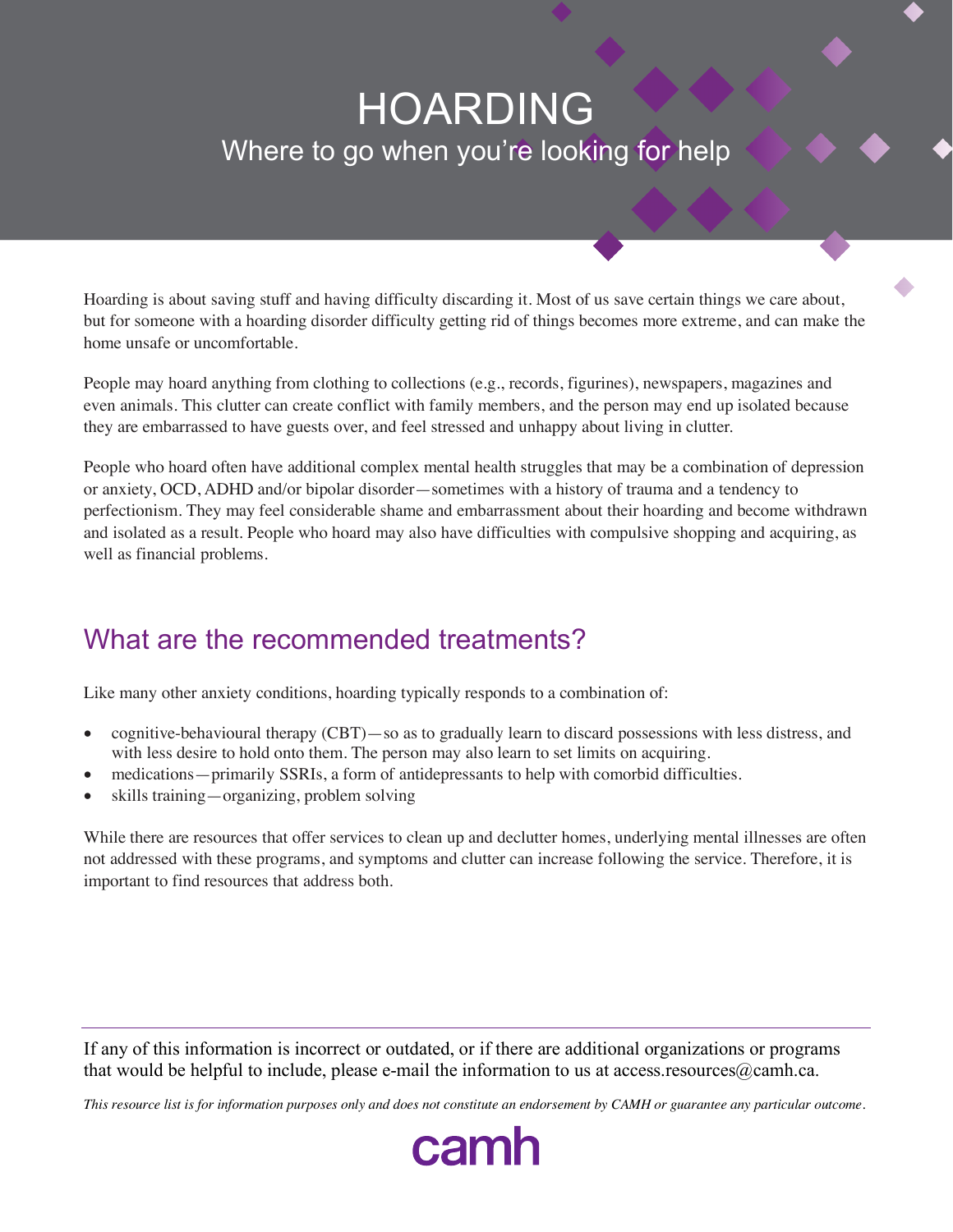# HOARDING

## Where to go when you're looking for help

Hoarding is about saving stuff and having difficulty discarding it. Most of us save certain things we care about, but for someone with a hoarding disorder difficulty getting rid of things becomes more extreme, and can make the home unsafe or uncomfortable.

People may hoard anything from clothing to collections (e.g., records, figurines), newspapers, magazines and even animals. This clutter can create conflict with family members, and the person may end up isolated because they are embarrassed to have guests over, and feel stressed and unhappy about living in clutter.

People who hoard often have additional complex mental health struggles that may be a combination of depression or anxiety, OCD, ADHD and/or bipolar disorder—sometimes with a history of trauma and a tendency to perfectionism. They may feel considerable shame and embarrassment about their hoarding and become withdrawn and isolated as a result. People who hoard may also have difficulties with compulsive shopping and acquiring, as well as financial problems.

## What are the recommended treatments?

Like many other anxiety conditions, hoarding typically responds to a combination of:

- cognitive-behavioural therapy (CBT)—so as to gradually learn to discard possessions with less distress, and with less desire to hold onto them. The person may also learn to set limits on acquiring.
- medications—primarily SSRIs, a form of antidepressants to help with comorbid difficulties.
- skills training—organizing, problem solving

While there are resources that offer services to clean up and declutter homes, underlying mental illnesses are often not addressed with these programs, and symptoms and clutter can increase following the service. Therefore, it is important to find resources that address both.

---

If any of this information is incorrect or outdated, or if there are additional organizations or programs that would be helpful to include, please e-mail the information to us at access.resources@camh.ca.

*This resource list is for information purposes only and does not constitute an endorsement by CAMH or guarantee any particular outcome.*

camh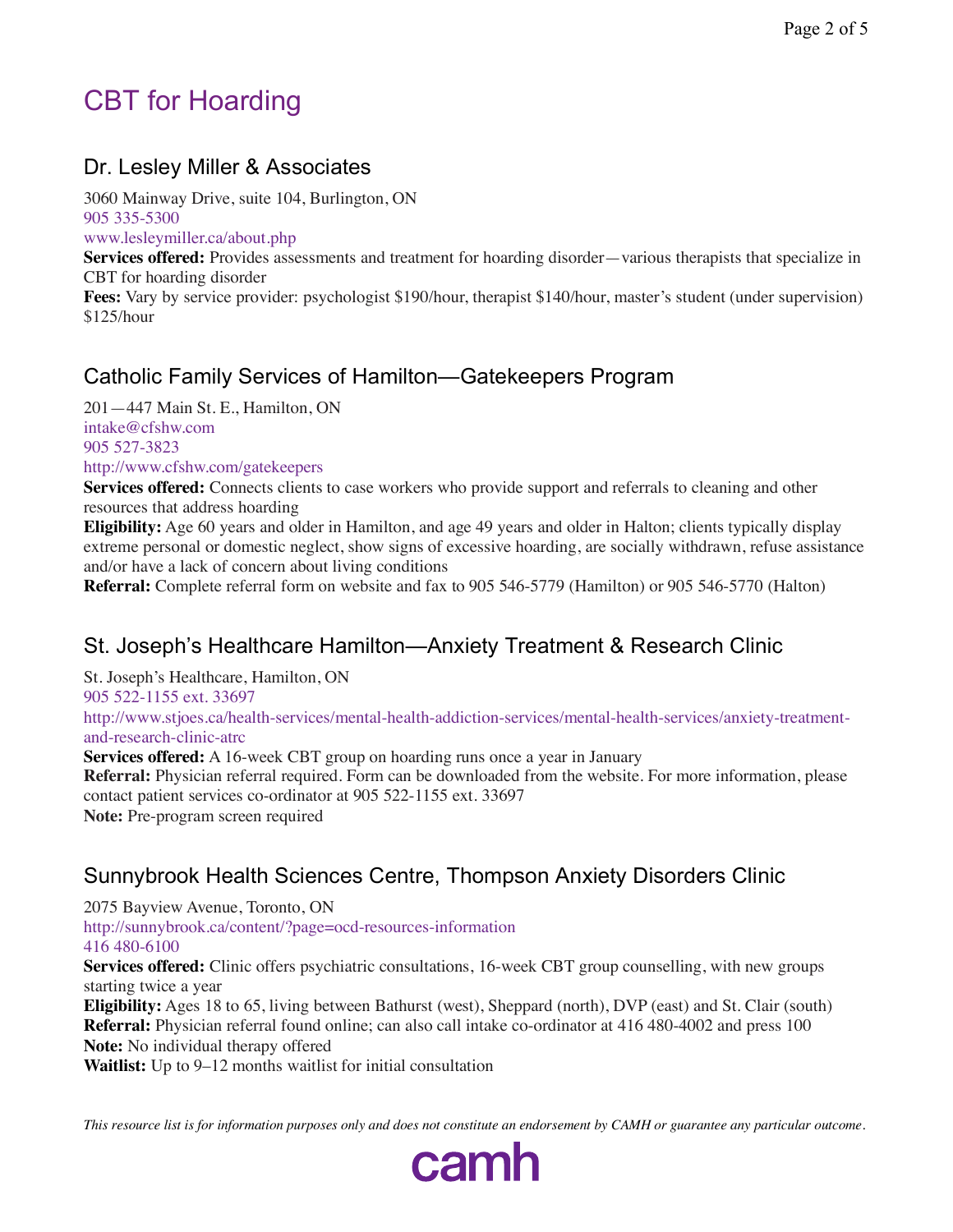# CBT for Hoarding

## Dr. Lesley Miller & Associates

3060 Mainway Drive, suite 104, Burlington, ON
905 335-5300
www.lesleymiller.ca/about.php
**Services offered:** Provides assessments and treatment for hoarding disorder—various therapists that specialize in CBT for hoarding disorder
**Fees:** Vary by service provider: psychologist $190/hour, therapist $140/hour, master's student (under supervision) $125/hour

## Catholic Family Services of Hamilton—Gatekeepers Program

201—447 Main St. E., Hamilton, ON
intake@cfshw.com
905 527-3823
http://www.cfshw.com/gatekeepers
**Services offered:** Connects clients to case workers who provide support and referrals to cleaning and other resources that address hoarding
**Eligibility:** Age 60 years and older in Hamilton, and age 49 years and older in Halton; clients typically display extreme personal or domestic neglect, show signs of excessive hoarding, are socially withdrawn, refuse assistance and/or have a lack of concern about living conditions
**Referral:** Complete referral form on website and fax to 905 546-5779 (Hamilton) or 905 546-5770 (Halton)

## St. Joseph's Healthcare Hamilton—Anxiety Treatment & Research Clinic

St. Joseph's Healthcare, Hamilton, ON
905 522-1155 ext. 33697
http://www.stjoes.ca/health-services/mental-health-addiction-services/mental-health-services/anxiety-treatment-and-research-clinic-atrc
**Services offered:** A 16-week CBT group on hoarding runs once a year in January
**Referral:** Physician referral required. Form can be downloaded from the website. For more information, please contact patient services co-ordinator at 905 522-1155 ext. 33697
**Note:** Pre-program screen required

## Sunnybrook Health Sciences Centre, Thompson Anxiety Disorders Clinic

2075 Bayview Avenue, Toronto, ON
http://sunnybrook.ca/content/?page=ocd-resources-information
416 480-6100
**Services offered:** Clinic offers psychiatric consultations, 16-week CBT group counselling, with new groups starting twice a year
**Eligibility:** Ages 18 to 65, living between Bathurst (west), Sheppard (north), DVP (east) and St. Clair (south)
**Referral:** Physician referral found online; can also call intake co-ordinator at 416 480-4002 and press 100
**Note:** No individual therapy offered
**Waitlist:** Up to 9–12 months waitlist for initial consultation

*This resource list is for information purposes only and does not constitute an endorsement by CAMH or guarantee any particular outcome.*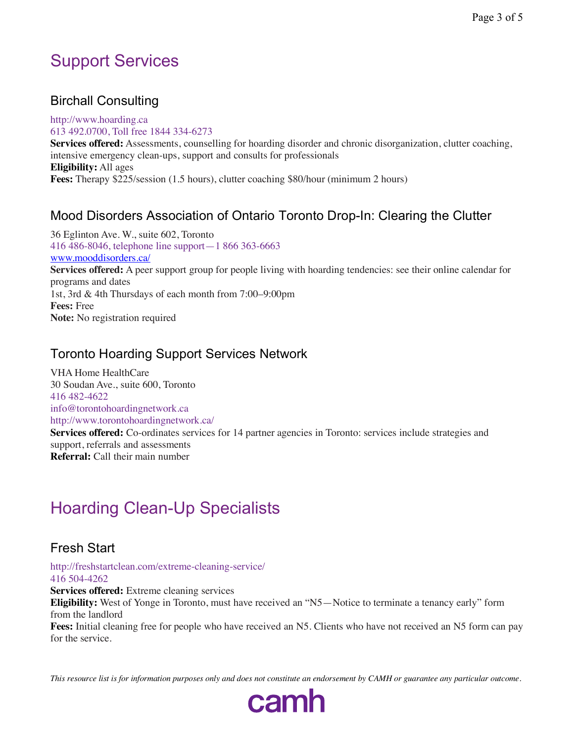# Support Services

## Birchall Consulting

http://www.hoarding.ca
613 492.0700, Toll free 1844 334-6273
**Services offered:** Assessments, counselling for hoarding disorder and chronic disorganization, clutter coaching, intensive emergency clean-ups, support and consults for professionals
**Eligibility:** All ages
**Fees:** Therapy $225/session (1.5 hours), clutter coaching $80/hour (minimum 2 hours)

## Mood Disorders Association of Ontario Toronto Drop-In: Clearing the Clutter

36 Eglinton Ave. W., suite 602, Toronto
416 486-8046, telephone line support—1 866 363-6663
www.mooddisorders.ca/
**Services offered:** A peer support group for people living with hoarding tendencies: see their online calendar for programs and dates
1st, 3rd & 4th Thursdays of each month from 7:00–9:00pm
**Fees:** Free
**Note:** No registration required

## Toronto Hoarding Support Services Network

VHA Home HealthCare
30 Soudan Ave., suite 600, Toronto
416 482-4622
info@torontohoardingnetwork.ca
http://www.torontohoardingnetwork.ca/
**Services offered:** Co-ordinates services for 14 partner agencies in Toronto: services include strategies and support, referrals and assessments
**Referral:** Call their main number

# Hoarding Clean-Up Specialists

## Fresh Start

http://freshstartclean.com/extreme-cleaning-service/
416 504-4262
**Services offered:** Extreme cleaning services
**Eligibility:** West of Yonge in Toronto, must have received an "N5—Notice to terminate a tenancy early" form from the landlord
**Fees:** Initial cleaning free for people who have received an N5. Clients who have not received an N5 form can pay for the service.

*This resource list is for information purposes only and does not constitute an endorsement by CAMH or guarantee any particular outcome.*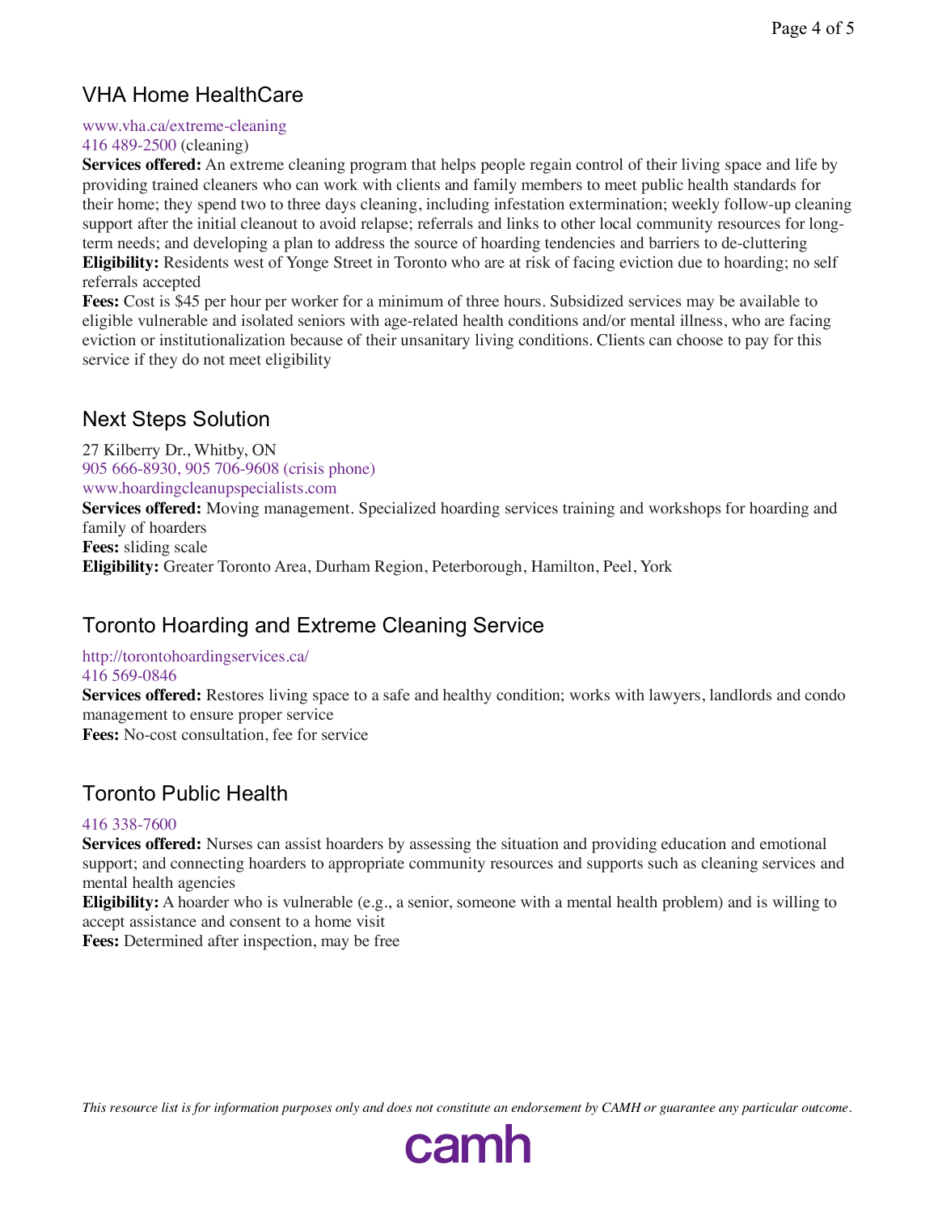## VHA Home HealthCare

www.vha.ca/extreme-cleaning
416 489-2500 (cleaning)

**Services offered:** An extreme cleaning program that helps people regain control of their living space and life by providing trained cleaners who can work with clients and family members to meet public health standards for their home; they spend two to three days cleaning, including infestation extermination; weekly follow-up cleaning support after the initial cleanout to avoid relapse; referrals and links to other local community resources for long-term needs; and developing a plan to address the source of hoarding tendencies and barriers to de-cluttering

**Eligibility:** Residents west of Yonge Street in Toronto who are at risk of facing eviction due to hoarding; no self referrals accepted

**Fees:** Cost is $45 per hour per worker for a minimum of three hours. Subsidized services may be available to eligible vulnerable and isolated seniors with age-related health conditions and/or mental illness, who are facing eviction or institutionalization because of their unsanitary living conditions. Clients can choose to pay for this service if they do not meet eligibility

## Next Steps Solution

27 Kilberry Dr., Whitby, ON
905 666-8930, 905 706-9608 (crisis phone)
www.hoardingcleanupspecialists.com

**Services offered:** Moving management. Specialized hoarding services training and workshops for hoarding and family of hoarders

**Fees:** sliding scale

**Eligibility:** Greater Toronto Area, Durham Region, Peterborough, Hamilton, Peel, York

## Toronto Hoarding and Extreme Cleaning Service

http://torontohoardingservices.ca/
416 569-0846

**Services offered:** Restores living space to a safe and healthy condition; works with lawyers, landlords and condo management to ensure proper service

**Fees:** No-cost consultation, fee for service

## Toronto Public Health

416 338-7600

**Services offered:** Nurses can assist hoarders by assessing the situation and providing education and emotional support; and connecting hoarders to appropriate community resources and supports such as cleaning services and mental health agencies

**Eligibility:** A hoarder who is vulnerable (e.g., a senior, someone with a mental health problem) and is willing to accept assistance and consent to a home visit

**Fees:** Determined after inspection, may be free

*This resource list is for information purposes only and does not constitute an endorsement by CAMH or guarantee any particular outcome.*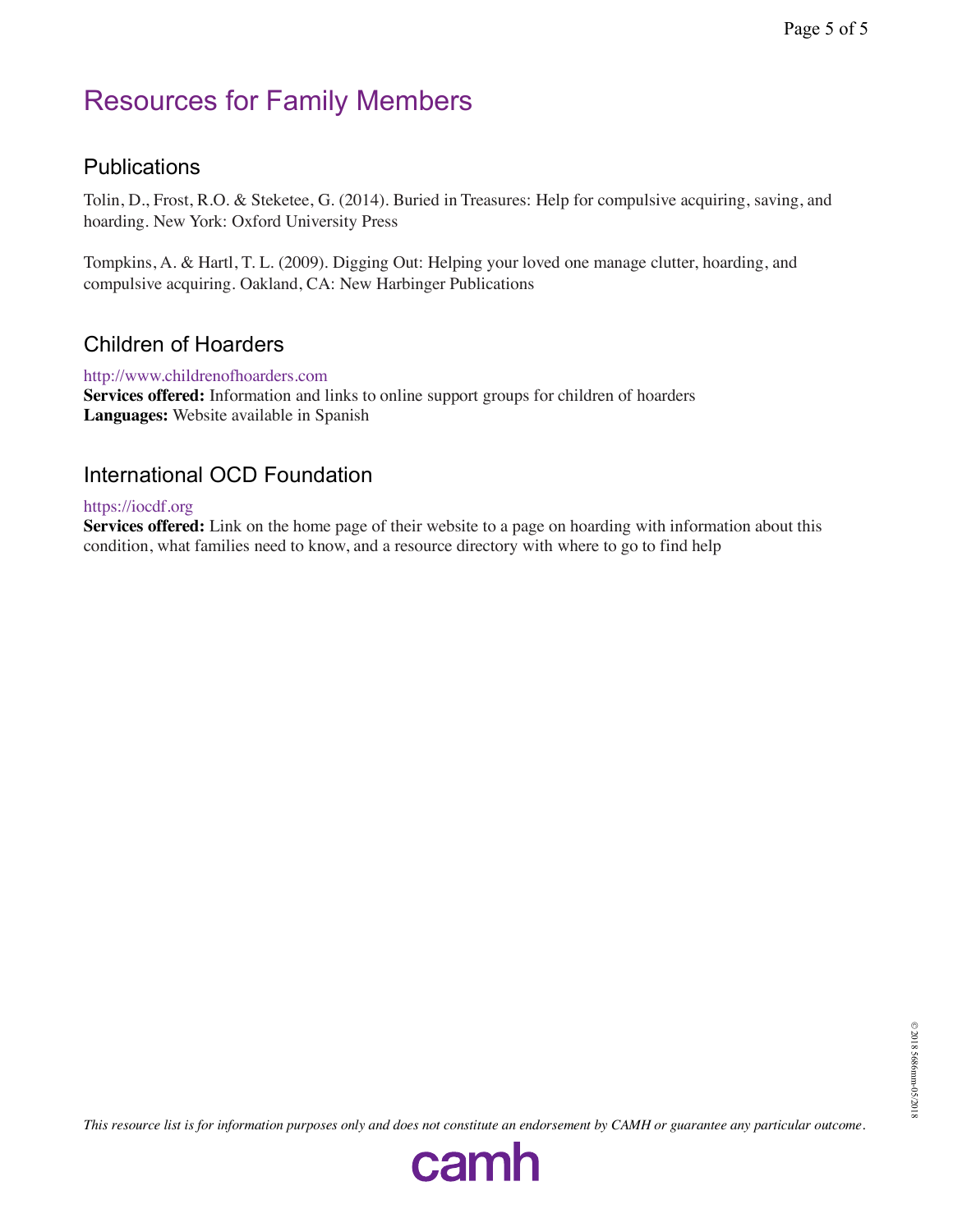# Resources for Family Members

## Publications

Tolin, D., Frost, R.O. & Steketee, G. (2014). Buried in Treasures: Help for compulsive acquiring, saving, and hoarding. New York: Oxford University Press

Tompkins, A. & Hartl, T. L. (2009). Digging Out: Helping your loved one manage clutter, hoarding, and compulsive acquiring. Oakland, CA: New Harbinger Publications

## Children of Hoarders

http://www.childrenofhoarders.com
**Services offered:** Information and links to online support groups for children of hoarders
**Languages:** Website available in Spanish

## International OCD Foundation

https://iocdf.org
**Services offered:** Link on the home page of their website to a page on hoarding with information about this condition, what families need to know, and a resource directory with where to go to find help

*This resource list is for information purposes only and does not constitute an endorsement by CAMH or guarantee any particular outcome.*

camh

© 2018 5686mm-05/2018